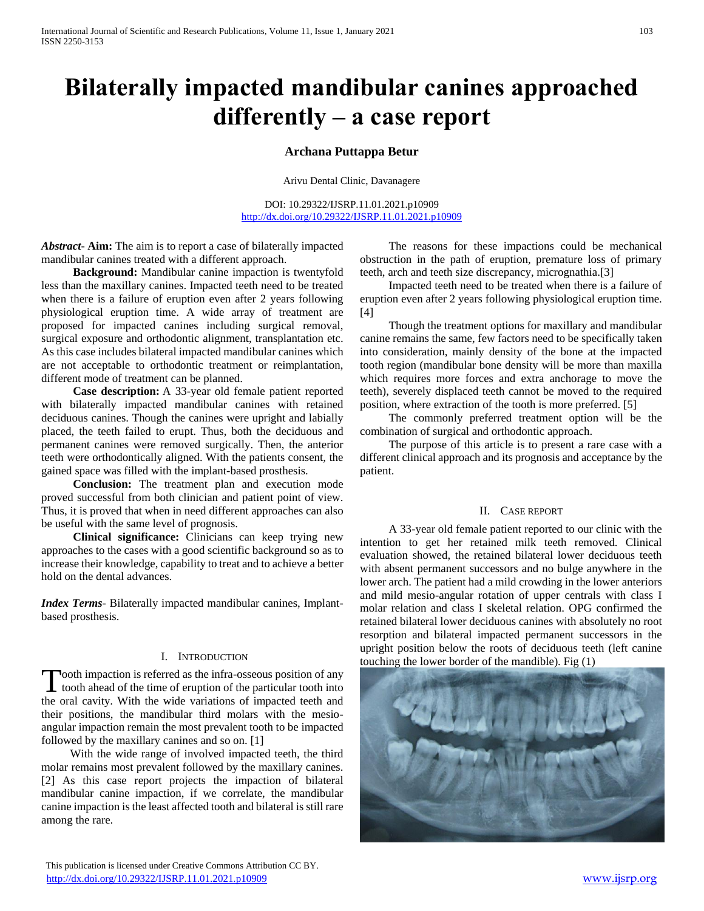# Bilaterally impacted mandibular canines approached differently – a case report

**Archana Puttappa Betur**

Arivu Dental Clinic, Davanagere

DOI: 10.29322/IJSRP.11.01.2021.p10909
http://dx.doi.org/10.29322/IJSRP.11.01.2021.p10909

***Abstract*- Aim:** The aim is to report a case of bilaterally impacted mandibular canines treated with a different approach.

**Background:** Mandibular canine impaction is twentyfold less than the maxillary canines. Impacted teeth need to be treated when there is a failure of eruption even after 2 years following physiological eruption time. A wide array of treatment are proposed for impacted canines including surgical removal, surgical exposure and orthodontic alignment, transplantation etc. As this case includes bilateral impacted mandibular canines which are not acceptable to orthodontic treatment or reimplantation, different mode of treatment can be planned.

**Case description:** A 33-year old female patient reported with bilaterally impacted mandibular canines with retained deciduous canines. Though the canines were upright and labially placed, the teeth failed to erupt. Thus, both the deciduous and permanent canines were removed surgically. Then, the anterior teeth were orthodontically aligned. With the patients consent, the gained space was filled with the implant-based prosthesis.

**Conclusion:** The treatment plan and execution mode proved successful from both clinician and patient point of view. Thus, it is proved that when in need different approaches can also be useful with the same level of prognosis.

**Clinical significance:** Clinicians can keep trying new approaches to the cases with a good scientific background so as to increase their knowledge, capability to treat and to achieve a better hold on the dental advances.

***Index Terms*-** Bilaterally impacted mandibular canines, Implant-based prosthesis.

## I. Introduction

Tooth impaction is referred as the infra-osseous position of any tooth ahead of the time of eruption of the particular tooth into the oral cavity. With the wide variations of impacted teeth and their positions, the mandibular third molars with the mesio-angular impaction remain the most prevalent tooth to be impacted followed by the maxillary canines and so on. [1]

With the wide range of involved impacted teeth, the third molar remains most prevalent followed by the maxillary canines. [2] As this case report projects the impaction of bilateral mandibular canine impaction, if we correlate, the mandibular canine impaction is the least affected tooth and bilateral is still rare among the rare.

The reasons for these impactions could be mechanical obstruction in the path of eruption, premature loss of primary teeth, arch and teeth size discrepancy, micrognathia.[3]

Impacted teeth need to be treated when there is a failure of eruption even after 2 years following physiological eruption time. [4]

Though the treatment options for maxillary and mandibular canine remains the same, few factors need to be specifically taken into consideration, mainly density of the bone at the impacted tooth region (mandibular bone density will be more than maxilla which requires more forces and extra anchorage to move the teeth), severely displaced teeth cannot be moved to the required position, where extraction of the tooth is more preferred. [5]

The commonly preferred treatment option will be the combination of surgical and orthodontic approach.

The purpose of this article is to present a rare case with a different clinical approach and its prognosis and acceptance by the patient.

## II. Case report

A 33-year old female patient reported to our clinic with the intention to get her retained milk teeth removed. Clinical evaluation showed, the retained bilateral lower deciduous teeth with absent permanent successors and no bulge anywhere in the lower arch. The patient had a mild crowding in the lower anteriors and mild mesio-angular rotation of upper centrals with class I molar relation and class I skeletal relation. OPG confirmed the retained bilateral lower deciduous canines with absolutely no root resorption and bilateral impacted permanent successors in the upright position below the roots of deciduous teeth (left canine touching the lower border of the mandible). Fig (1)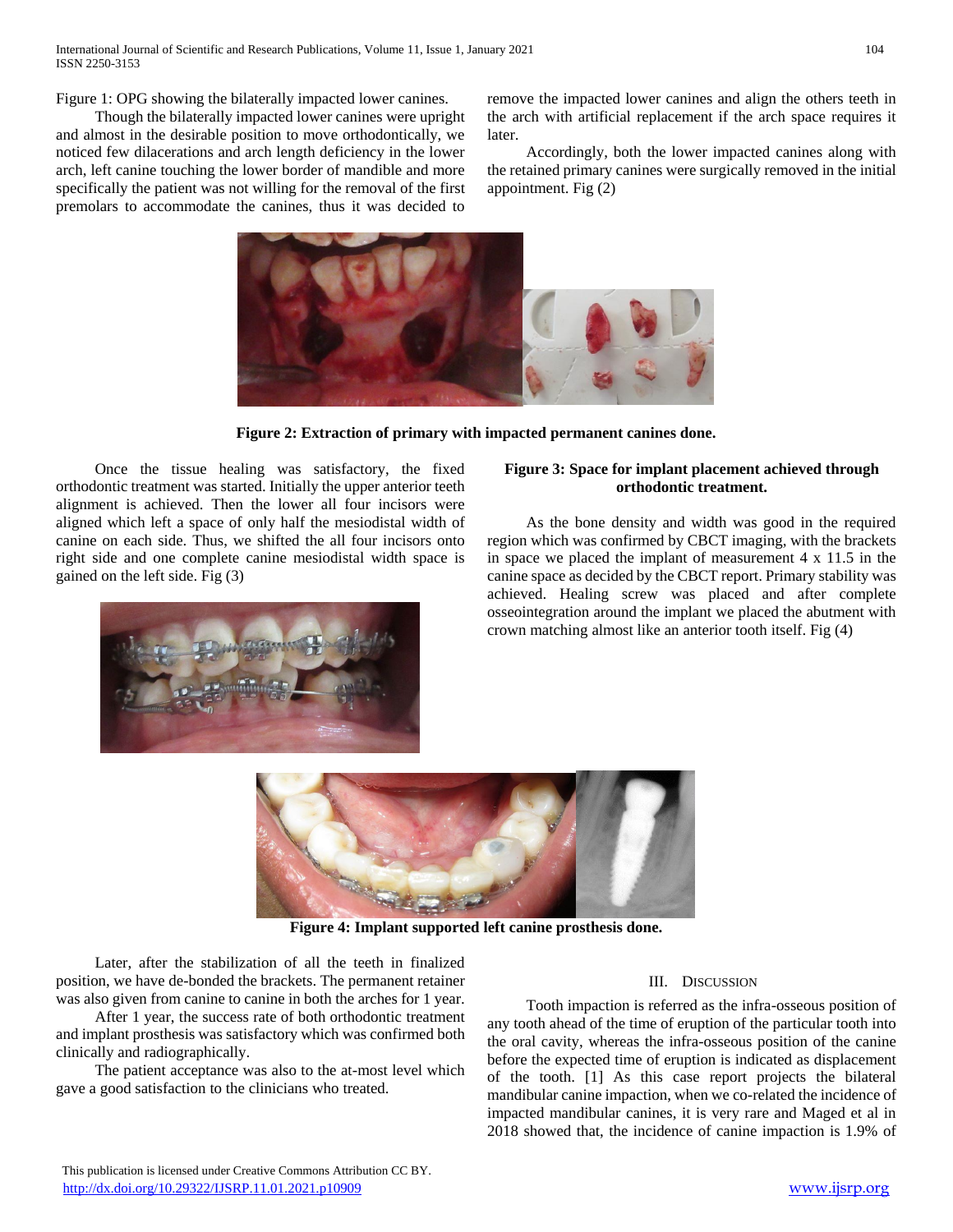Figure 1: OPG showing the bilaterally impacted lower canines.

Though the bilaterally impacted lower canines were upright and almost in the desirable position to move orthodontically, we noticed few dilacerations and arch length deficiency in the lower arch, left canine touching the lower border of mandible and more specifically the patient was not willing for the removal of the first premolars to accommodate the canines, thus it was decided to remove the impacted lower canines and align the others teeth in the arch with artificial replacement if the arch space requires it later.

Accordingly, both the lower impacted canines along with the retained primary canines were surgically removed in the initial appointment. Fig (2)

**Figure 2: Extraction of primary with impacted permanent canines done.**

Once the tissue healing was satisfactory, the fixed orthodontic treatment was started. Initially the upper anterior teeth alignment is achieved. Then the lower all four incisors were aligned which left a space of only half the mesiodistal width of canine on each side. Thus, we shifted the all four incisors onto right side and one complete canine mesiodistal width space is gained on the left side. Fig (3)

**Figure 3: Space for implant placement achieved through orthodontic treatment.**

As the bone density and width was good in the required region which was confirmed by CBCT imaging, with the brackets in space we placed the implant of measurement 4 x 11.5 in the canine space as decided by the CBCT report. Primary stability was achieved. Healing screw was placed and after complete osseointegration around the implant we placed the abutment with crown matching almost like an anterior tooth itself. Fig (4)

**Figure 4: Implant supported left canine prosthesis done.**

Later, after the stabilization of all the teeth in finalized position, we have de-bonded the brackets. The permanent retainer was also given from canine to canine in both the arches for 1 year.

After 1 year, the success rate of both orthodontic treatment and implant prosthesis was satisfactory which was confirmed both clinically and radiographically.

The patient acceptance was also to the at-most level which gave a good satisfaction to the clinicians who treated.

## III. Discussion

Tooth impaction is referred as the infra-osseous position of any tooth ahead of the time of eruption of the particular tooth into the oral cavity, whereas the infra-osseous position of the canine before the expected time of eruption is indicated as displacement of the tooth. [1] As this case report projects the bilateral mandibular canine impaction, when we co-related the incidence of impacted mandibular canines, it is very rare and Maged et al in 2018 showed that, the incidence of canine impaction is 1.9% of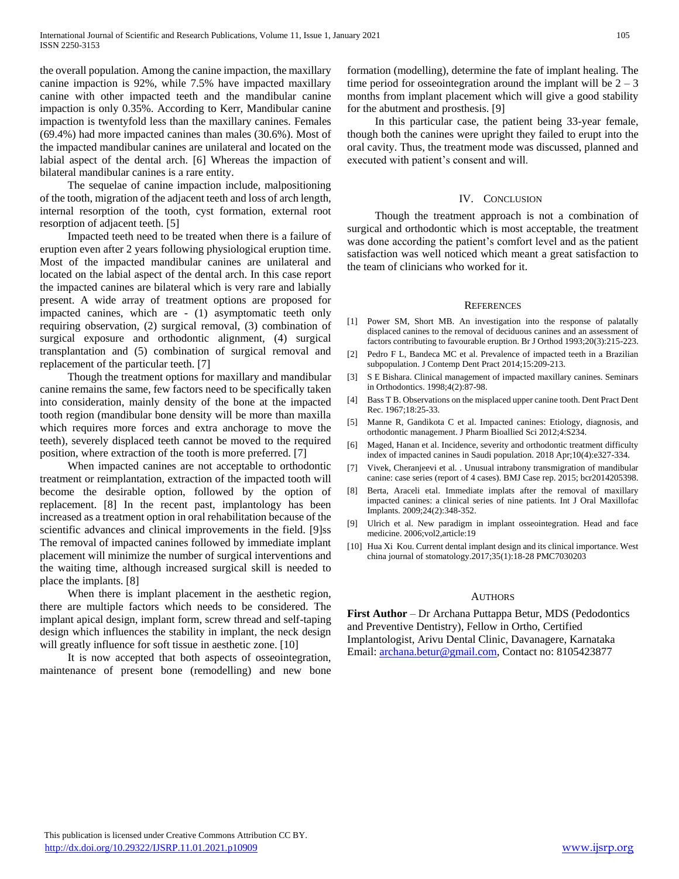the overall population. Among the canine impaction, the maxillary canine impaction is 92%, while 7.5% have impacted maxillary canine with other impacted teeth and the mandibular canine impaction is only 0.35%. According to Kerr, Mandibular canine impaction is twentyfold less than the maxillary canines. Females (69.4%) had more impacted canines than males (30.6%). Most of the impacted mandibular canines are unilateral and located on the labial aspect of the dental arch. [6] Whereas the impaction of bilateral mandibular canines is a rare entity.

The sequelae of canine impaction include, malpositioning of the tooth, migration of the adjacent teeth and loss of arch length, internal resorption of the tooth, cyst formation, external root resorption of adjacent teeth. [5]

Impacted teeth need to be treated when there is a failure of eruption even after 2 years following physiological eruption time. Most of the impacted mandibular canines are unilateral and located on the labial aspect of the dental arch. In this case report the impacted canines are bilateral which is very rare and labially present. A wide array of treatment options are proposed for impacted canines, which are - (1) asymptomatic teeth only requiring observation, (2) surgical removal, (3) combination of surgical exposure and orthodontic alignment, (4) surgical transplantation and (5) combination of surgical removal and replacement of the particular teeth. [7]

Though the treatment options for maxillary and mandibular canine remains the same, few factors need to be specifically taken into consideration, mainly density of the bone at the impacted tooth region (mandibular bone density will be more than maxilla which requires more forces and extra anchorage to move the teeth), severely displaced teeth cannot be moved to the required position, where extraction of the tooth is more preferred. [7]

When impacted canines are not acceptable to orthodontic treatment or reimplantation, extraction of the impacted tooth will become the desirable option, followed by the option of replacement. [8] In the recent past, implantology has been increased as a treatment option in oral rehabilitation because of the scientific advances and clinical improvements in the field. [9]ss The removal of impacted canines followed by immediate implant placement will minimize the number of surgical interventions and the waiting time, although increased surgical skill is needed to place the implants. [8]

When there is implant placement in the aesthetic region, there are multiple factors which needs to be considered. The implant apical design, implant form, screw thread and self-taping design which influences the stability in implant, the neck design will greatly influence for soft tissue in aesthetic zone. [10]

It is now accepted that both aspects of osseointegration, maintenance of present bone (remodelling) and new bone formation (modelling), determine the fate of implant healing. The time period for osseointegration around the implant will be 2 – 3 months from implant placement which will give a good stability for the abutment and prosthesis. [9]

In this particular case, the patient being 33-year female, though both the canines were upright they failed to erupt into the oral cavity. Thus, the treatment mode was discussed, planned and executed with patient's consent and will.

## IV. Conclusion

Though the treatment approach is not a combination of surgical and orthodontic which is most acceptable, the treatment was done according the patient's comfort level and as the patient satisfaction was well noticed which meant a great satisfaction to the team of clinicians who worked for it.

## References

[1] Power SM, Short MB. An investigation into the response of palatally displaced canines to the removal of deciduous canines and an assessment of factors contributing to favourable eruption. Br J Orthod 1993;20(3):215-223.

[2] Pedro F L, Bandeca MC et al. Prevalence of impacted teeth in a Brazilian subpopulation. J Contemp Dent Pract 2014;15:209-213.

[3] S E Bishara. Clinical management of impacted maxillary canines. Seminars in Orthodontics. 1998;4(2):87-98.

[4] Bass T B. Observations on the misplaced upper canine tooth. Dent Pract Dent Rec. 1967;18:25-33.

[5] Manne R, Gandikota C et al. Impacted canines: Etiology, diagnosis, and orthodontic management. J Pharm Bioallied Sci 2012;4:S234.

[6] Maged, Hanan et al. Incidence, severity and orthodontic treatment difficulty index of impacted canines in Saudi population. 2018 Apr;10(4):e327-334.

[7] Vivek, Cheranjeevi et al. . Unusual intrabony transmigration of mandibular canine: case series (report of 4 cases). BMJ Case rep. 2015; bcr2014205398.

[8] Berta, Araceli etal. Immediate implats after the removal of maxillary impacted canines: a clinical series of nine patients. Int J Oral Maxillofac Implants. 2009;24(2):348-352.

[9] Ulrich et al. New paradigm in implant osseointegration. Head and face medicine. 2006;vol2,article:19

[10] Hua Xi Kou. Current dental implant design and its clinical importance. West china journal of stomatology.2017;35(1):18-28 PMC7030203

## Authors

**First Author** – Dr Archana Puttappa Betur, MDS (Pedodontics and Preventive Dentistry), Fellow in Ortho, Certified Implantologist, Arivu Dental Clinic, Davanagere, Karnataka Email: archana.betur@gmail.com, Contact no: 8105423877